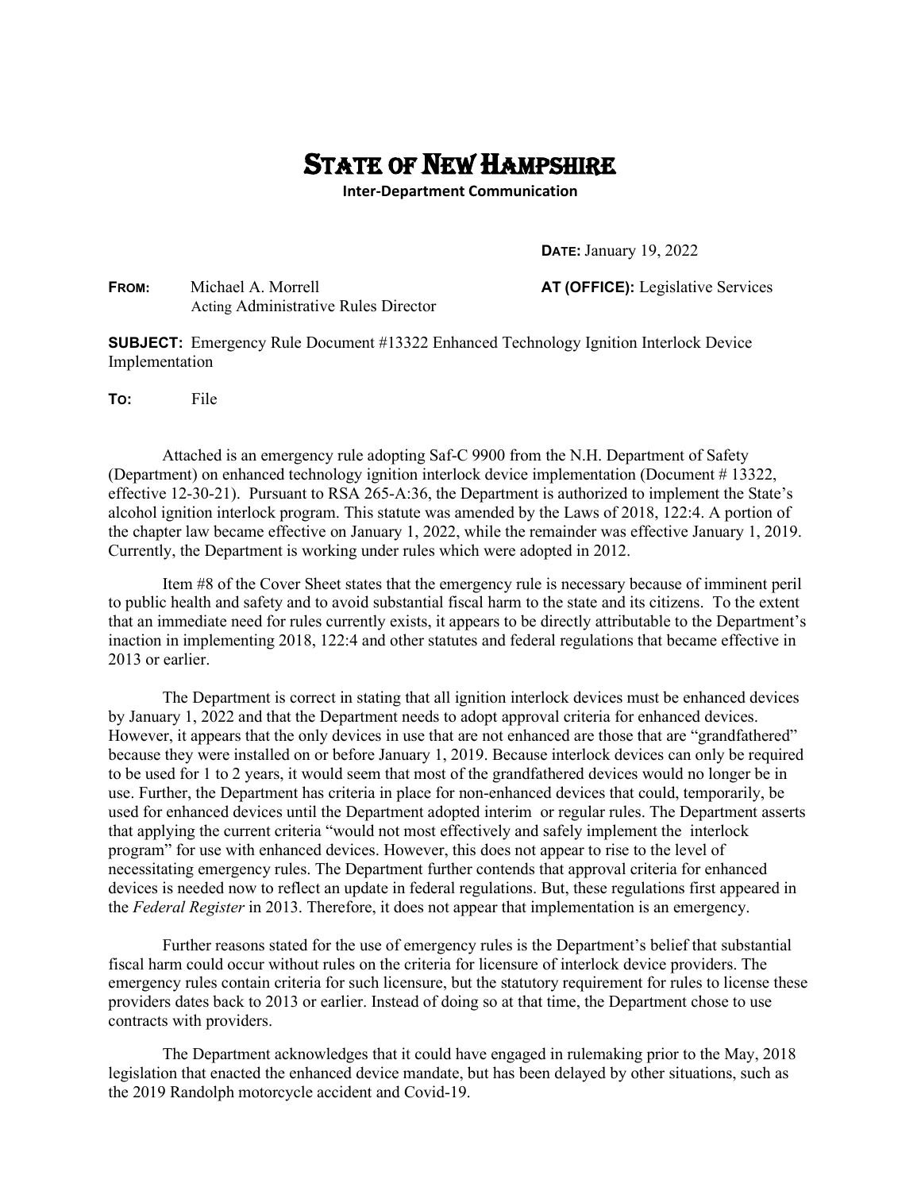# STATE OF NEW HAMPSHIRE

**Inter-Department Communication**

**DATE:** January 19, 2022

**FROM:** Michael A. Morrell
Acting Administrative Rules Director

**AT (OFFICE):** Legislative Services

**SUBJECT:** Emergency Rule Document #13322 Enhanced Technology Ignition Interlock Device Implementation

**TO:** File

Attached is an emergency rule adopting Saf-C 9900 from the N.H. Department of Safety (Department) on enhanced technology ignition interlock device implementation (Document # 13322, effective 12-30-21). Pursuant to RSA 265-A:36, the Department is authorized to implement the State's alcohol ignition interlock program. This statute was amended by the Laws of 2018, 122:4. A portion of the chapter law became effective on January 1, 2022, while the remainder was effective January 1, 2019. Currently, the Department is working under rules which were adopted in 2012.

Item #8 of the Cover Sheet states that the emergency rule is necessary because of imminent peril to public health and safety and to avoid substantial fiscal harm to the state and its citizens. To the extent that an immediate need for rules currently exists, it appears to be directly attributable to the Department's inaction in implementing 2018, 122:4 and other statutes and federal regulations that became effective in 2013 or earlier.

The Department is correct in stating that all ignition interlock devices must be enhanced devices by January 1, 2022 and that the Department needs to adopt approval criteria for enhanced devices. However, it appears that the only devices in use that are not enhanced are those that are "grandfathered" because they were installed on or before January 1, 2019. Because interlock devices can only be required to be used for 1 to 2 years, it would seem that most of the grandfathered devices would no longer be in use. Further, the Department has criteria in place for non-enhanced devices that could, temporarily, be used for enhanced devices until the Department adopted interim or regular rules. The Department asserts that applying the current criteria "would not most effectively and safely implement the interlock program" for use with enhanced devices. However, this does not appear to rise to the level of necessitating emergency rules. The Department further contends that approval criteria for enhanced devices is needed now to reflect an update in federal regulations. But, these regulations first appeared in the *Federal Register* in 2013. Therefore, it does not appear that implementation is an emergency.

Further reasons stated for the use of emergency rules is the Department's belief that substantial fiscal harm could occur without rules on the criteria for licensure of interlock device providers. The emergency rules contain criteria for such licensure, but the statutory requirement for rules to license these providers dates back to 2013 or earlier. Instead of doing so at that time, the Department chose to use contracts with providers.

The Department acknowledges that it could have engaged in rulemaking prior to the May, 2018 legislation that enacted the enhanced device mandate, but has been delayed by other situations, such as the 2019 Randolph motorcycle accident and Covid-19.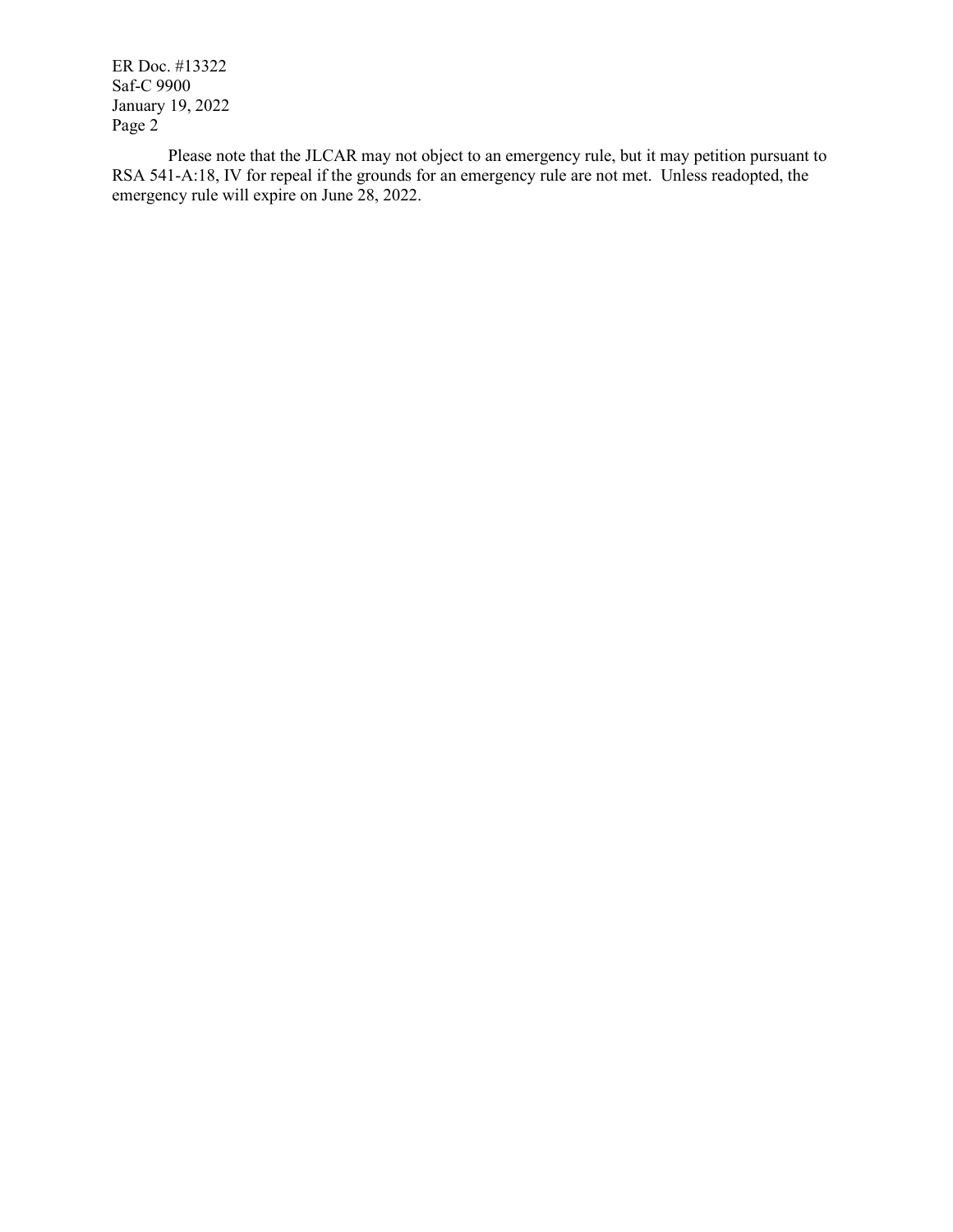Please note that the JLCAR may not object to an emergency rule, but it may petition pursuant to RSA 541-A:18, IV for repeal if the grounds for an emergency rule are not met. Unless readopted, the emergency rule will expire on June 28, 2022.